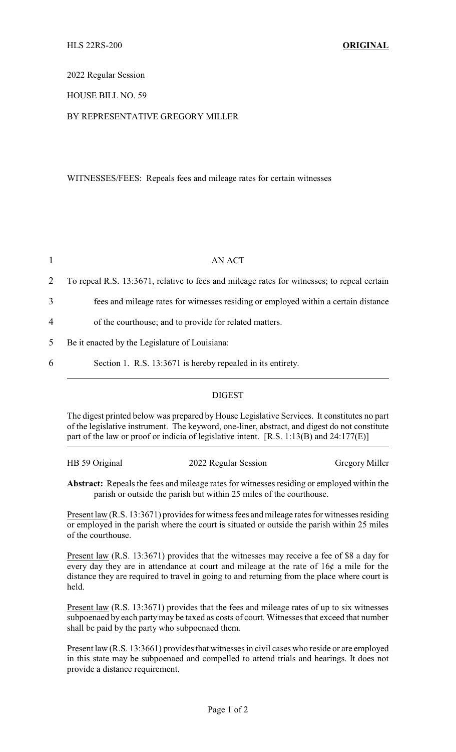HLS 22RS-200 **ORIGINAL**

2022 Regular Session

HOUSE BILL NO. 59

BY REPRESENTATIVE GREGORY MILLER

WITNESSES/FEES: Repeals fees and mileage rates for certain witnesses

1 AN ACT

2 To repeal R.S. 13:3671, relative to fees and mileage rates for witnesses; to repeal certain

3 fees and mileage rates for witnesses residing or employed within a certain distance

4 of the courthouse; and to provide for related matters.

5 Be it enacted by the Legislature of Louisiana:

6 Section 1. R.S. 13:3671 is hereby repealed in its entirety.

## DIGEST

The digest printed below was prepared by House Legislative Services. It constitutes no part of the legislative instrument. The keyword, one-liner, abstract, and digest do not constitute part of the law or proof or indicia of legislative intent. [R.S. 1:13(B) and 24:177(E)]

HB 59 Original 2022 Regular Session Gregory Miller

**Abstract:** Repeals the fees and mileage rates for witnesses residing or employed within the parish or outside the parish but within 25 miles of the courthouse.

Present law (R.S. 13:3671) provides for witness fees and mileage rates for witnesses residing or employed in the parish where the court is situated or outside the parish within 25 miles of the courthouse.

Present law (R.S. 13:3671) provides that the witnesses may receive a fee of $8 a day for every day they are in attendance at court and mileage at the rate of 16¢ a mile for the distance they are required to travel in going to and returning from the place where court is held.

Present law (R.S. 13:3671) provides that the fees and mileage rates of up to six witnesses subpoenaed by each party may be taxed as costs of court. Witnesses that exceed that number shall be paid by the party who subpoenaed them.

Present law (R.S. 13:3661) provides that witnesses in civil cases who reside or are employed in this state may be subpoenaed and compelled to attend trials and hearings. It does not provide a distance requirement.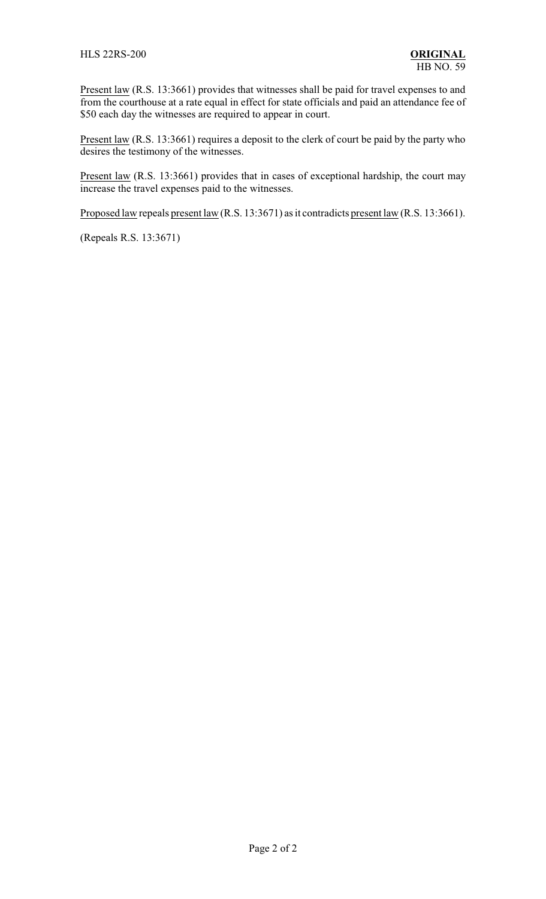Present law (R.S. 13:3661) provides that witnesses shall be paid for travel expenses to and from the courthouse at a rate equal in effect for state officials and paid an attendance fee of $50 each day the witnesses are required to appear in court.

Present law (R.S. 13:3661) requires a deposit to the clerk of court be paid by the party who desires the testimony of the witnesses.

Present law (R.S. 13:3661) provides that in cases of exceptional hardship, the court may increase the travel expenses paid to the witnesses.

Proposed law repeals present law (R.S. 13:3671) as it contradicts present law (R.S. 13:3661).

(Repeals R.S. 13:3671)